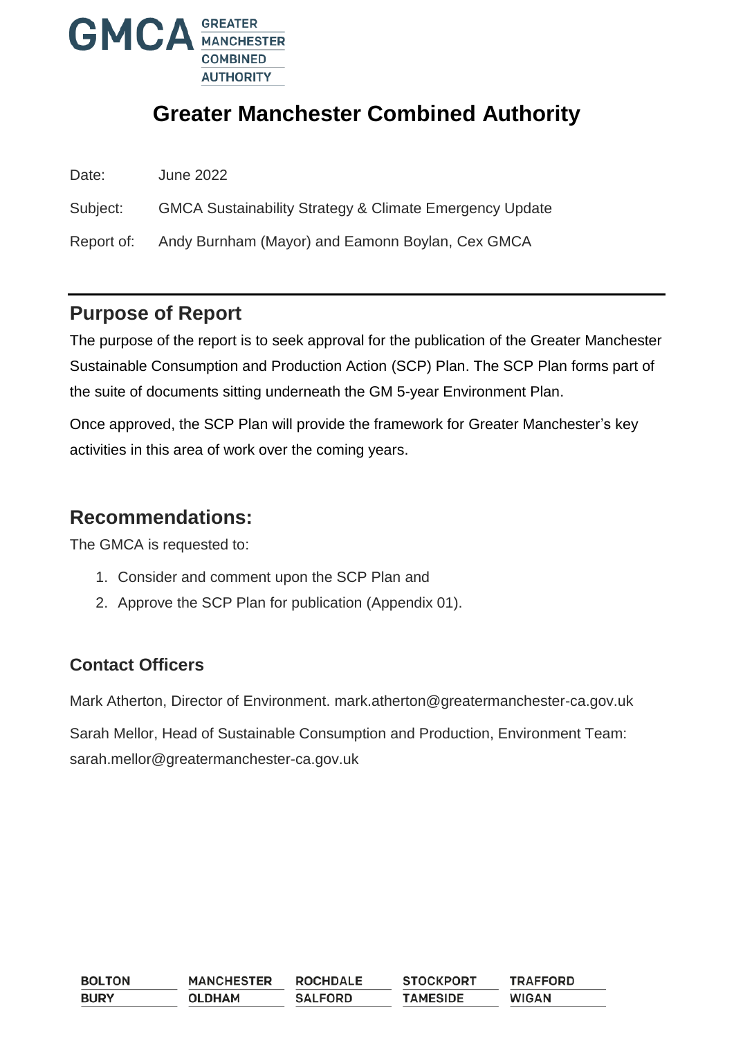# Greater Manchester Combined Authority

Date: June 2022

Subject: GMCA Sustainability Strategy & Climate Emergency Update

Report of: Andy Burnham (Mayor) and Eamonn Boylan, Cex GMCA

## Purpose of Report

The purpose of the report is to seek approval for the publication of the Greater Manchester Sustainable Consumption and Production Action (SCP) Plan. The SCP Plan forms part of the suite of documents sitting underneath the GM 5-year Environment Plan.

Once approved, the SCP Plan will provide the framework for Greater Manchester's key activities in this area of work over the coming years.

## Recommendations:

The GMCA is requested to:

1. Consider and comment upon the SCP Plan and
2. Approve the SCP Plan for publication (Appendix 01).

### Contact Officers

Mark Atherton, Director of Environment. mark.atherton@greatermanchester-ca.gov.uk

Sarah Mellor, Head of Sustainable Consumption and Production, Environment Team: sarah.mellor@greatermanchester-ca.gov.uk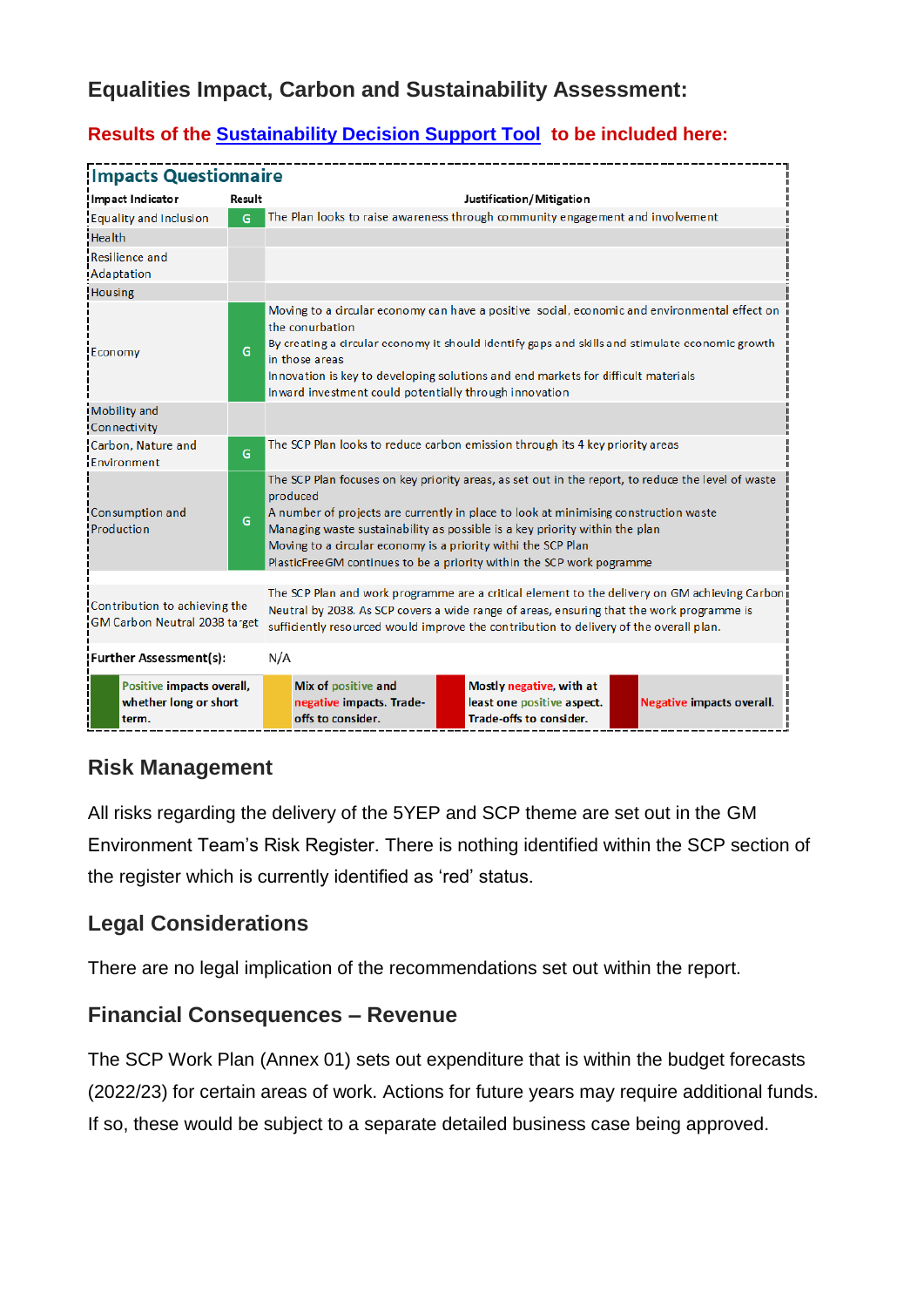## Equalities Impact, Carbon and Sustainability Assessment:

**Results of the Sustainability Decision Support Tool to be included here:**

### Impacts Questionnaire

| Impact Indicator | Result | Justification/Mitigation |
|---|---|---|
| Equality and Inclusion | G | The Plan looks to raise awareness through community engagement and involvement |
| Health | | |
| Resilience and Adaptation | | |
| Housing | | |
| Economy | G | Moving to a circular economy can have a positive social, economic and environmental effect on the conurbation<br>By creating a circular economy it should identify gaps and skills and stimulate economic growth in those areas<br>Innovation is key to developing solutions and end markets for difficult materials<br>Inward investment could potentially through innovation |
| Mobility and Connectivity | | |
| Carbon, Nature and Environment | G | The SCP Plan looks to reduce carbon emission through its 4 key priority areas |
| Consumption and Production | G | The SCP Plan focuses on key priority areas, as set out in the report, to reduce the level of waste produced<br>A number of projects are currently in place to look at minimising construction waste<br>Managing waste sustainability as possible is a key priority within the plan<br>Moving to a circular economy is a priority withi the SCP Plan<br>PlasticFreeGM continues to be a priority within the SCP work programme |
| Contribution to achieving the GM Carbon Neutral 2038 target | | The SCP Plan and work programme are a critical element to the delivery on GM achieving Carbon Neutral by 2038. As SCP covers a wide range of areas, ensuring that the work programme is sufficiently resourced would improve the contribution to delivery of the overall plan. |
| **Further Assessment(s):** | | N/A |

| Key | Description |
|---|---|
| Green | **Positive impacts overall, whether long or short term.** |
| Yellow | **Mix of positive and negative impacts. Trade-offs to consider.** |
| Red | **Mostly negative, with at least one positive aspect. Trade-offs to consider.** |
| Dark red | **Negative impacts overall.** |

## Risk Management

All risks regarding the delivery of the 5YEP and SCP theme are set out in the GM Environment Team's Risk Register. There is nothing identified within the SCP section of the register which is currently identified as 'red' status.

## Legal Considerations

There are no legal implication of the recommendations set out within the report.

## Financial Consequences – Revenue

The SCP Work Plan (Annex 01) sets out expenditure that is within the budget forecasts (2022/23) for certain areas of work. Actions for future years may require additional funds. If so, these would be subject to a separate detailed business case being approved.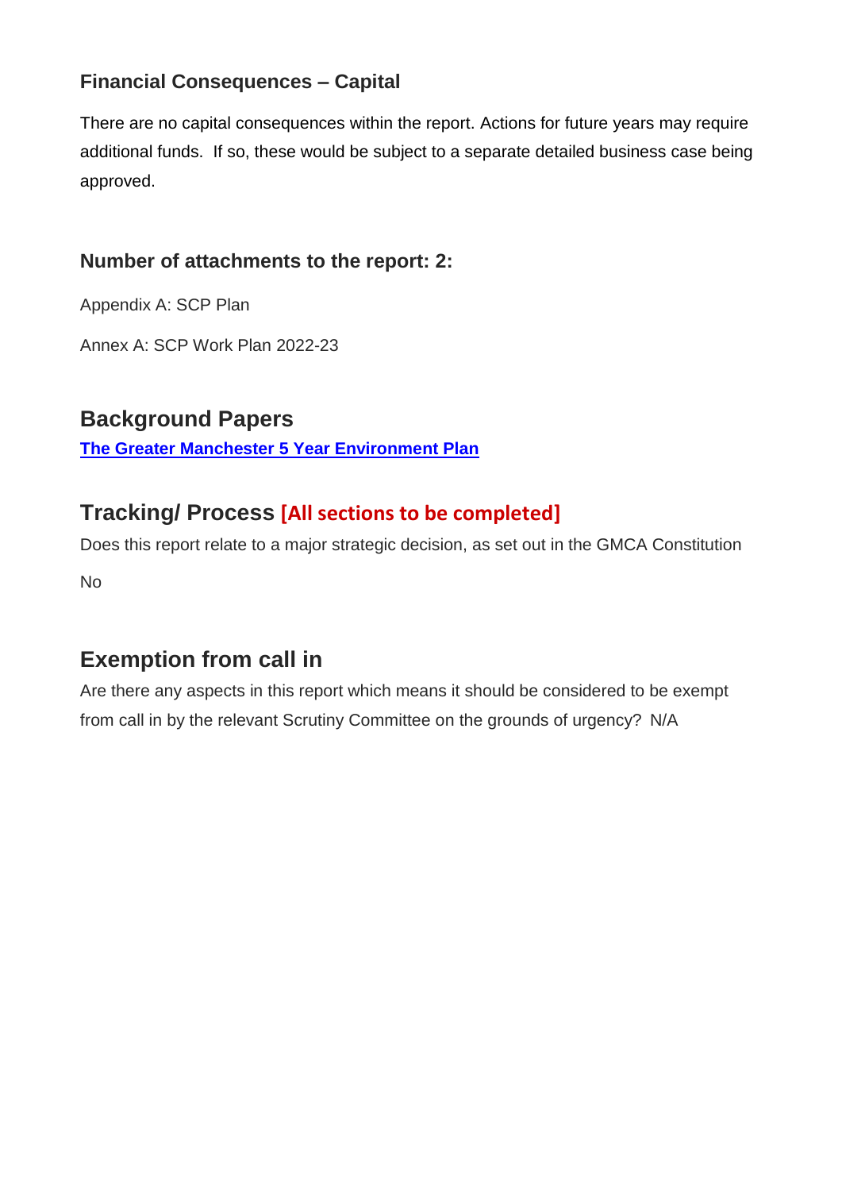### Financial Consequences – Capital

There are no capital consequences within the report. Actions for future years may require additional funds. If so, these would be subject to a separate detailed business case being approved.

### Number of attachments to the report: 2:

Appendix A: SCP Plan

Annex A: SCP Work Plan 2022-23

## Background Papers

**The Greater Manchester 5 Year Environment Plan**

## Tracking/ Process [All sections to be completed]

Does this report relate to a major strategic decision, as set out in the GMCA Constitution

No

## Exemption from call in

Are there any aspects in this report which means it should be considered to be exempt from call in by the relevant Scrutiny Committee on the grounds of urgency? N/A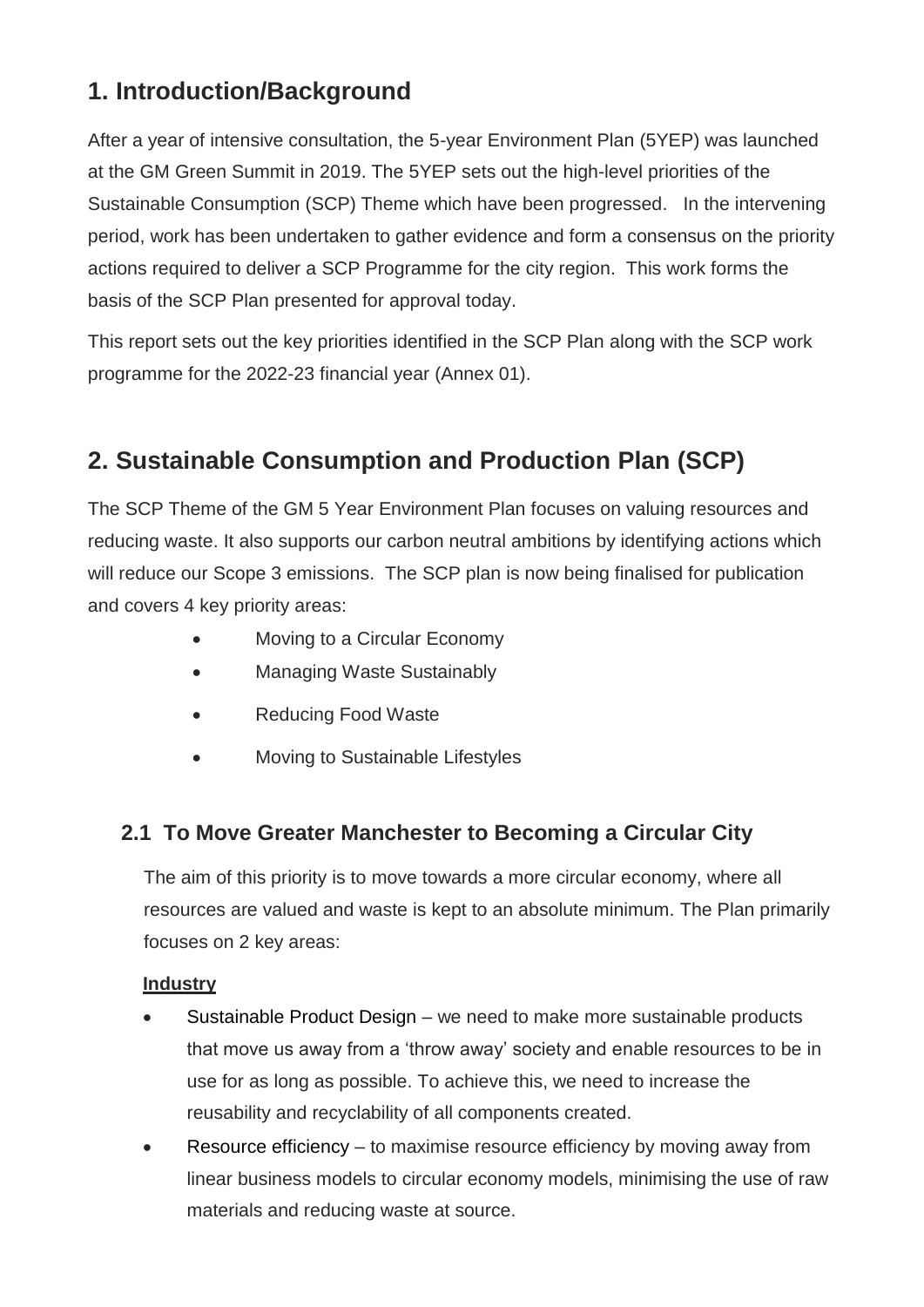## 1. Introduction/Background

After a year of intensive consultation, the 5-year Environment Plan (5YEP) was launched at the GM Green Summit in 2019. The 5YEP sets out the high-level priorities of the Sustainable Consumption (SCP) Theme which have been progressed. In the intervening period, work has been undertaken to gather evidence and form a consensus on the priority actions required to deliver a SCP Programme for the city region. This work forms the basis of the SCP Plan presented for approval today.

This report sets out the key priorities identified in the SCP Plan along with the SCP work programme for the 2022-23 financial year (Annex 01).

## 2. Sustainable Consumption and Production Plan (SCP)

The SCP Theme of the GM 5 Year Environment Plan focuses on valuing resources and reducing waste. It also supports our carbon neutral ambitions by identifying actions which will reduce our Scope 3 emissions. The SCP plan is now being finalised for publication and covers 4 key priority areas:

- Moving to a Circular Economy
- Managing Waste Sustainably
- Reducing Food Waste
- Moving to Sustainable Lifestyles

### 2.1 To Move Greater Manchester to Becoming a Circular City

The aim of this priority is to move towards a more circular economy, where all resources are valued and waste is kept to an absolute minimum. The Plan primarily focuses on 2 key areas:

**Industry**

- Sustainable Product Design – we need to make more sustainable products that move us away from a 'throw away' society and enable resources to be in use for as long as possible. To achieve this, we need to increase the reusability and recyclability of all components created.
- Resource efficiency – to maximise resource efficiency by moving away from linear business models to circular economy models, minimising the use of raw materials and reducing waste at source.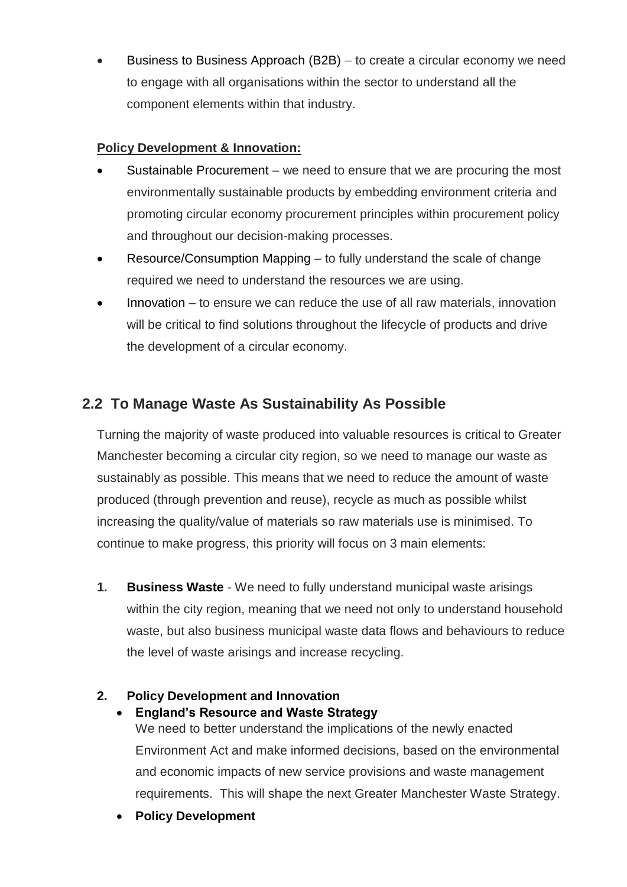- Business to Business Approach (B2B) – to create a circular economy we need to engage with all organisations within the sector to understand all the component elements within that industry.

**Policy Development & Innovation:**

- Sustainable Procurement – we need to ensure that we are procuring the most environmentally sustainable products by embedding environment criteria and promoting circular economy procurement principles within procurement policy and throughout our decision-making processes.
- Resource/Consumption Mapping – to fully understand the scale of change required we need to understand the resources we are using.
- Innovation – to ensure we can reduce the use of all raw materials, innovation will be critical to find solutions throughout the lifecycle of products and drive the development of a circular economy.

## 2.2 To Manage Waste As Sustainability As Possible

Turning the majority of waste produced into valuable resources is critical to Greater Manchester becoming a circular city region, so we need to manage our waste as sustainably as possible. This means that we need to reduce the amount of waste produced (through prevention and reuse), recycle as much as possible whilst increasing the quality/value of materials so raw materials use is minimised. To continue to make progress, this priority will focus on 3 main elements:

1. **Business Waste** - We need to fully understand municipal waste arisings within the city region, meaning that we need not only to understand household waste, but also business municipal waste data flows and behaviours to reduce the level of waste arisings and increase recycling.

2. **Policy Development and Innovation**
   - **England's Resource and Waste Strategy**
     We need to better understand the implications of the newly enacted Environment Act and make informed decisions, based on the environmental and economic impacts of new service provisions and waste management requirements. This will shape the next Greater Manchester Waste Strategy.
   - **Policy Development**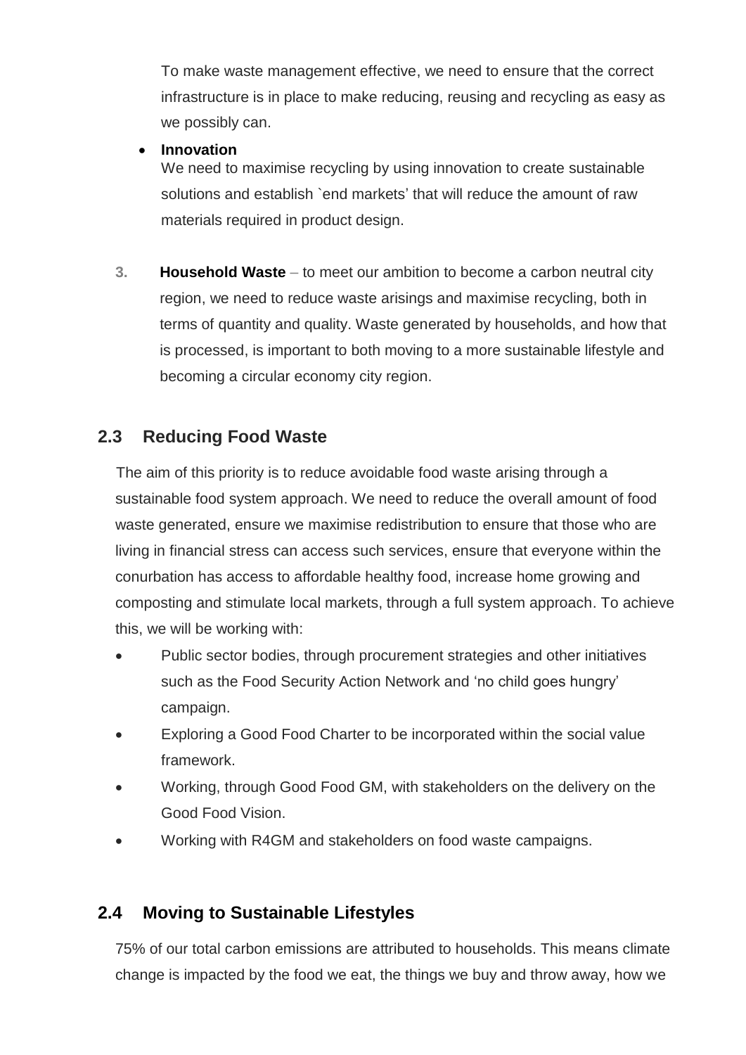To make waste management effective, we need to ensure that the correct infrastructure is in place to make reducing, reusing and recycling as easy as we possibly can.

- **Innovation**
  We need to maximise recycling by using innovation to create sustainable solutions and establish `end markets' that will reduce the amount of raw materials required in product design.

3. **Household Waste** – to meet our ambition to become a carbon neutral city region, we need to reduce waste arisings and maximise recycling, both in terms of quantity and quality. Waste generated by households, and how that is processed, is important to both moving to a more sustainable lifestyle and becoming a circular economy city region.

## 2.3 Reducing Food Waste

The aim of this priority is to reduce avoidable food waste arising through a sustainable food system approach. We need to reduce the overall amount of food waste generated, ensure we maximise redistribution to ensure that those who are living in financial stress can access such services, ensure that everyone within the conurbation has access to affordable healthy food, increase home growing and composting and stimulate local markets, through a full system approach. To achieve this, we will be working with:

- Public sector bodies, through procurement strategies and other initiatives such as the Food Security Action Network and 'no child goes hungry' campaign.
- Exploring a Good Food Charter to be incorporated within the social value framework.
- Working, through Good Food GM, with stakeholders on the delivery on the Good Food Vision.
- Working with R4GM and stakeholders on food waste campaigns.

## 2.4 Moving to Sustainable Lifestyles

75% of our total carbon emissions are attributed to households. This means climate change is impacted by the food we eat, the things we buy and throw away, how we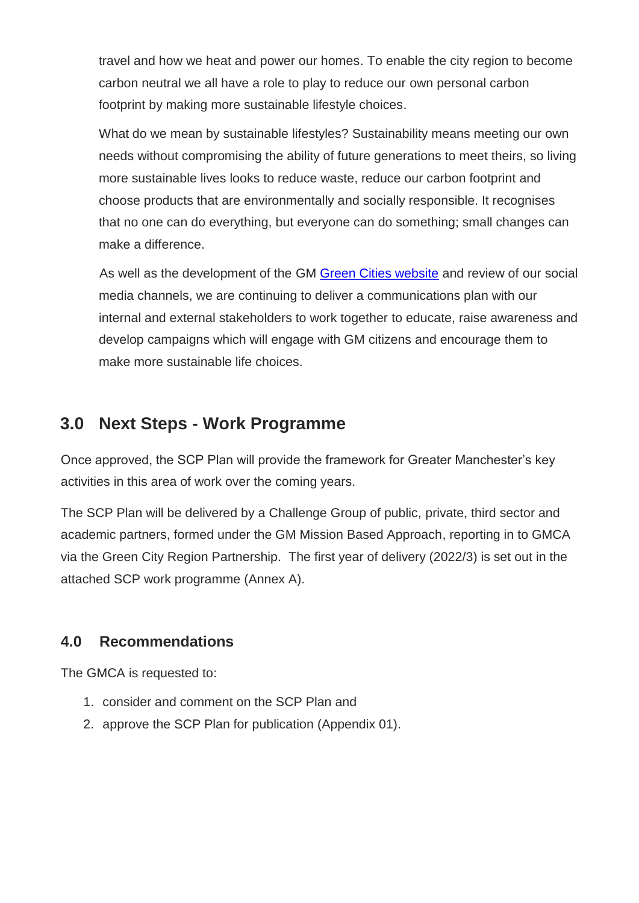travel and how we heat and power our homes. To enable the city region to become carbon neutral we all have a role to play to reduce our own personal carbon footprint by making more sustainable lifestyle choices.

What do we mean by sustainable lifestyles? Sustainability means meeting our own needs without compromising the ability of future generations to meet theirs, so living more sustainable lives looks to reduce waste, reduce our carbon footprint and choose products that are environmentally and socially responsible. It recognises that no one can do everything, but everyone can do something; small changes can make a difference.

As well as the development of the GM Green Cities website and review of our social media channels, we are continuing to deliver a communications plan with our internal and external stakeholders to work together to educate, raise awareness and develop campaigns which will engage with GM citizens and encourage them to make more sustainable life choices.

## 3.0 Next Steps - Work Programme

Once approved, the SCP Plan will provide the framework for Greater Manchester's key activities in this area of work over the coming years.

The SCP Plan will be delivered by a Challenge Group of public, private, third sector and academic partners, formed under the GM Mission Based Approach, reporting in to GMCA via the Green City Region Partnership. The first year of delivery (2022/3) is set out in the attached SCP work programme (Annex A).

### 4.0 Recommendations

The GMCA is requested to:

1. consider and comment on the SCP Plan and
2. approve the SCP Plan for publication (Appendix 01).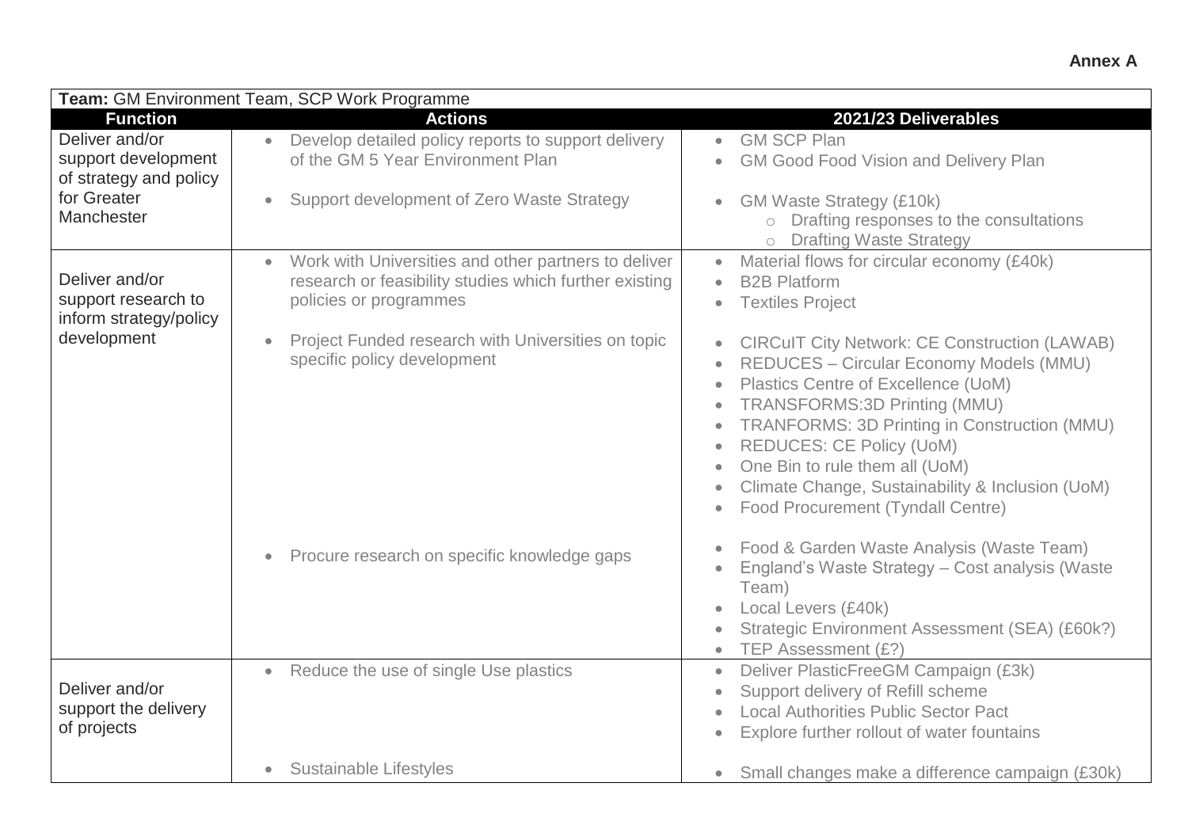**Annex A**

| **Team:** GM Environment Team, SCP Work Programme | | |
|---|---|---|
| **Function** | **Actions** | **2021/23 Deliverables** |
| Deliver and/or support development of strategy and policy for Greater Manchester | • Develop detailed policy reports to support delivery of the GM 5 Year Environment Plan<br><br>• Support development of Zero Waste Strategy | • GM SCP Plan<br>• GM Good Food Vision and Delivery Plan<br><br>• GM Waste Strategy (£10k)<br>  ○ Drafting responses to the consultations<br>  ○ Drafting Waste Strategy |
| Deliver and/or support research to inform strategy/policy development | • Work with Universities and other partners to deliver research or feasibility studies which further existing policies or programmes<br><br>• Project Funded research with Universities on topic specific policy development<br><br>• Procure research on specific knowledge gaps | • Material flows for circular economy (£40k)<br>• B2B Platform<br>• Textiles Project<br><br>• CIRCuIT City Network: CE Construction (LAWAB)<br>• REDUCES – Circular Economy Models (MMU)<br>• Plastics Centre of Excellence (UoM)<br>• TRANSFORMS:3D Printing (MMU)<br>• TRANFORMS: 3D Printing in Construction (MMU)<br>• REDUCES: CE Policy (UoM)<br>• One Bin to rule them all (UoM)<br>• Climate Change, Sustainability & Inclusion (UoM)<br>• Food Procurement (Tyndall Centre)<br><br>• Food & Garden Waste Analysis (Waste Team)<br>• England's Waste Strategy – Cost analysis (Waste Team)<br>• Local Levers (£40k)<br>• Strategic Environment Assessment (SEA) (£60k?)<br>• TEP Assessment (£?) |
| Deliver and/or support the delivery of projects | • Reduce the use of single Use plastics<br><br>• Sustainable Lifestyles | • Deliver PlasticFreeGM Campaign (£3k)<br>• Support delivery of Refill scheme<br>• Local Authorities Public Sector Pact<br>• Explore further rollout of water fountains<br><br>• Small changes make a difference campaign (£30k) |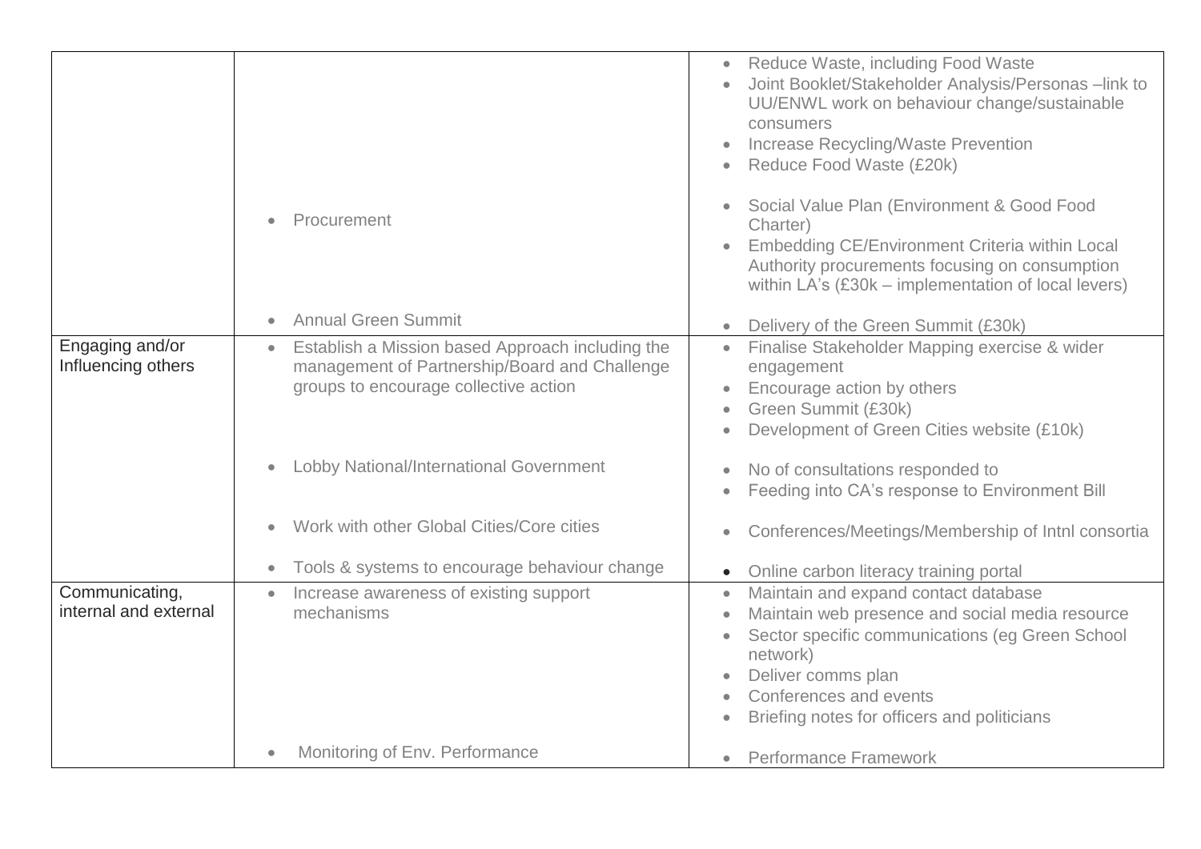| | | |
|---|---|---|
| | | • Reduce Waste, including Food Waste<br>• Joint Booklet/Stakeholder Analysis/Personas –link to UU/ENWL work on behaviour change/sustainable consumers<br>• Increase Recycling/Waste Prevention<br>• Reduce Food Waste (£20k) |
| | • Procurement | • Social Value Plan (Environment & Good Food Charter)<br>• Embedding CE/Environment Criteria within Local Authority procurements focusing on consumption within LA's (£30k – implementation of local levers) |
| | • Annual Green Summit | • Delivery of the Green Summit (£30k) |
| Engaging and/or Influencing others | • Establish a Mission based Approach including the management of Partnership/Board and Challenge groups to encourage collective action | • Finalise Stakeholder Mapping exercise & wider engagement<br>• Encourage action by others<br>• Green Summit (£30k)<br>• Development of Green Cities website (£10k) |
| | • Lobby National/International Government | • No of consultations responded to<br>• Feeding into CA's response to Environment Bill |
| | • Work with other Global Cities/Core cities | • Conferences/Meetings/Membership of Intnl consortia |
| | • Tools & systems to encourage behaviour change | • Online carbon literacy training portal |
| Communicating, internal and external | • Increase awareness of existing support mechanisms | • Maintain and expand contact database<br>• Maintain web presence and social media resource<br>• Sector specific communications (eg Green School network)<br>• Deliver comms plan<br>• Conferences and events<br>• Briefing notes for officers and politicians |
| | • Monitoring of Env. Performance | • Performance Framework |